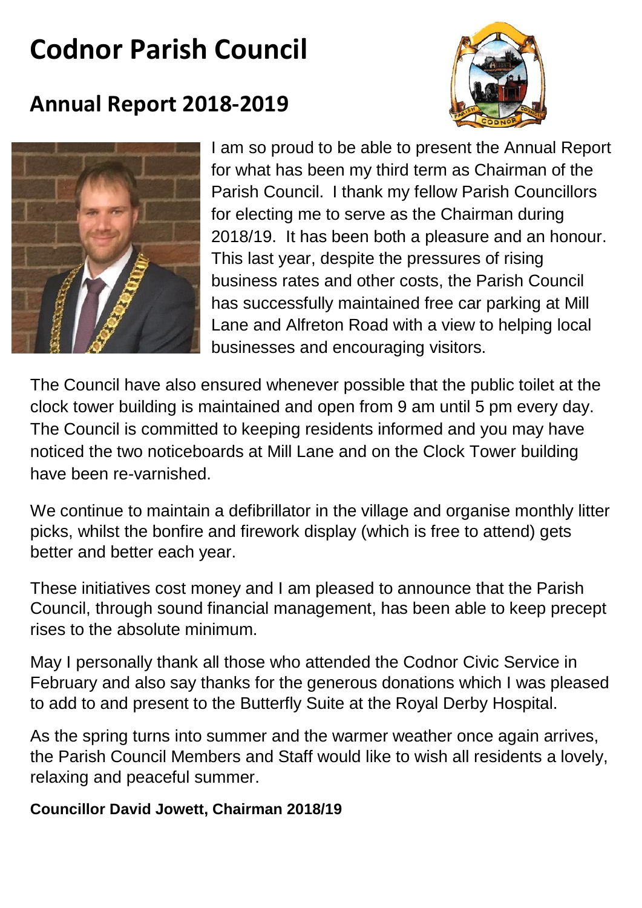# Codnor Parish Council

## Annual Report 2018-2019

I am so proud to be able to present the Annual Report for what has been my third term as Chairman of the Parish Council. I thank my fellow Parish Councillors for electing me to serve as the Chairman during 2018/19. It has been both a pleasure and an honour. This last year, despite the pressures of rising business rates and other costs, the Parish Council has successfully maintained free car parking at Mill Lane and Alfreton Road with a view to helping local businesses and encouraging visitors.

The Council have also ensured whenever possible that the public toilet at the clock tower building is maintained and open from 9 am until 5 pm every day. The Council is committed to keeping residents informed and you may have noticed the two noticeboards at Mill Lane and on the Clock Tower building have been re-varnished.

We continue to maintain a defibrillator in the village and organise monthly litter picks, whilst the bonfire and firework display (which is free to attend) gets better and better each year.

These initiatives cost money and I am pleased to announce that the Parish Council, through sound financial management, has been able to keep precept rises to the absolute minimum.

May I personally thank all those who attended the Codnor Civic Service in February and also say thanks for the generous donations which I was pleased to add to and present to the Butterfly Suite at the Royal Derby Hospital.

As the spring turns into summer and the warmer weather once again arrives, the Parish Council Members and Staff would like to wish all residents a lovely, relaxing and peaceful summer.

**Councillor David Jowett, Chairman 2018/19**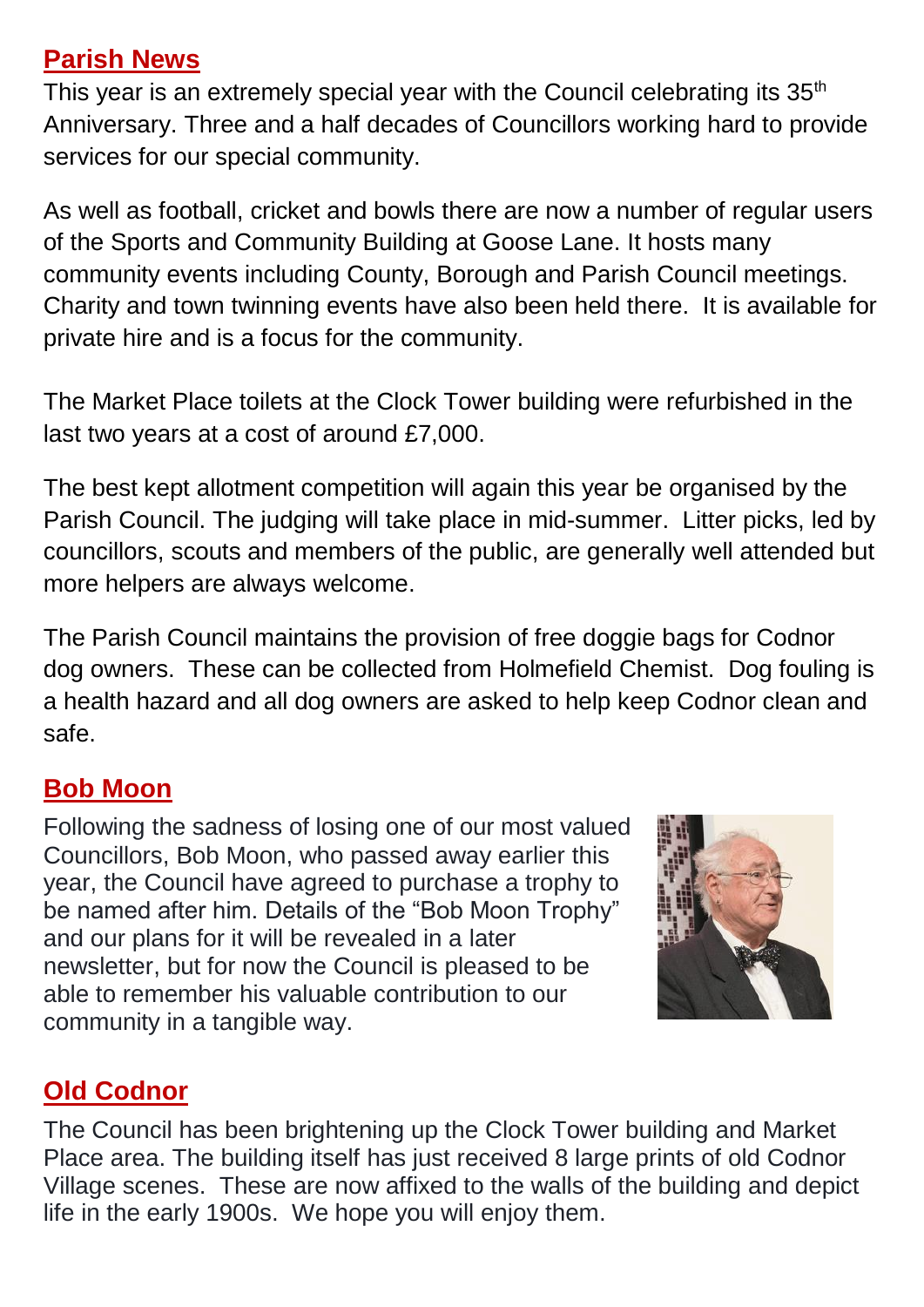## Parish News

This year is an extremely special year with the Council celebrating its 35th Anniversary. Three and a half decades of Councillors working hard to provide services for our special community.

As well as football, cricket and bowls there are now a number of regular users of the Sports and Community Building at Goose Lane. It hosts many community events including County, Borough and Parish Council meetings. Charity and town twinning events have also been held there. It is available for private hire and is a focus for the community.

The Market Place toilets at the Clock Tower building were refurbished in the last two years at a cost of around £7,000.

The best kept allotment competition will again this year be organised by the Parish Council. The judging will take place in mid-summer. Litter picks, led by councillors, scouts and members of the public, are generally well attended but more helpers are always welcome.

The Parish Council maintains the provision of free doggie bags for Codnor dog owners. These can be collected from Holmefield Chemist. Dog fouling is a health hazard and all dog owners are asked to help keep Codnor clean and safe.

## Bob Moon

Following the sadness of losing one of our most valued Councillors, Bob Moon, who passed away earlier this year, the Council have agreed to purchase a trophy to be named after him. Details of the "Bob Moon Trophy" and our plans for it will be revealed in a later newsletter, but for now the Council is pleased to be able to remember his valuable contribution to our community in a tangible way.

## Old Codnor

The Council has been brightening up the Clock Tower building and Market Place area. The building itself has just received 8 large prints of old Codnor Village scenes. These are now affixed to the walls of the building and depict life in the early 1900s. We hope you will enjoy them.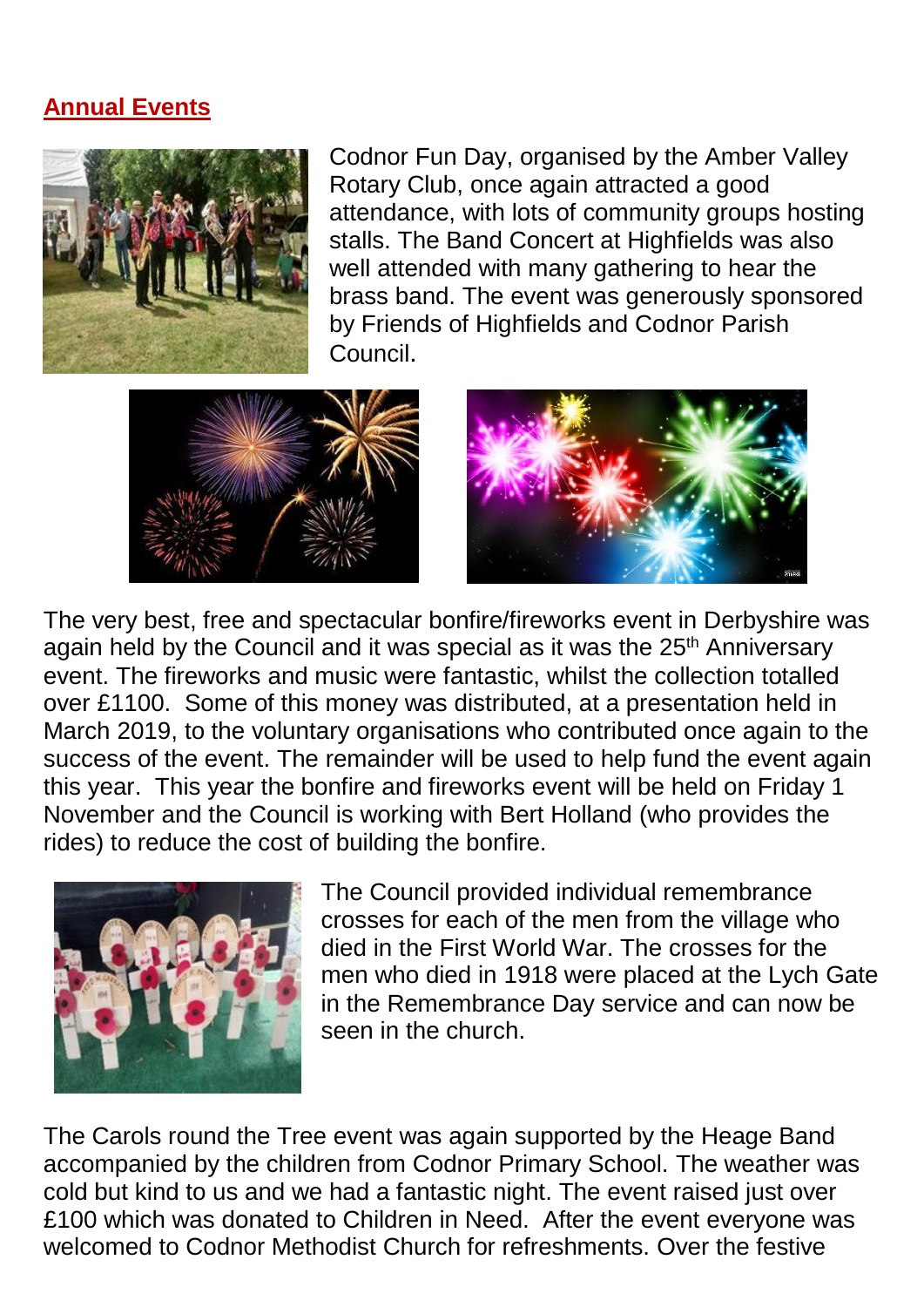## Annual Events

Codnor Fun Day, organised by the Amber Valley Rotary Club, once again attracted a good attendance, with lots of community groups hosting stalls. The Band Concert at Highfields was also well attended with many gathering to hear the brass band. The event was generously sponsored by Friends of Highfields and Codnor Parish Council.

The very best, free and spectacular bonfire/fireworks event in Derbyshire was again held by the Council and it was special as it was the 25th Anniversary event. The fireworks and music were fantastic, whilst the collection totalled over £1100. Some of this money was distributed, at a presentation held in March 2019, to the voluntary organisations who contributed once again to the success of the event. The remainder will be used to help fund the event again this year. This year the bonfire and fireworks event will be held on Friday 1 November and the Council is working with Bert Holland (who provides the rides) to reduce the cost of building the bonfire.

The Council provided individual remembrance crosses for each of the men from the village who died in the First World War. The crosses for the men who died in 1918 were placed at the Lych Gate in the Remembrance Day service and can now be seen in the church.

The Carols round the Tree event was again supported by the Heage Band accompanied by the children from Codnor Primary School. The weather was cold but kind to us and we had a fantastic night. The event raised just over £100 which was donated to Children in Need. After the event everyone was welcomed to Codnor Methodist Church for refreshments. Over the festive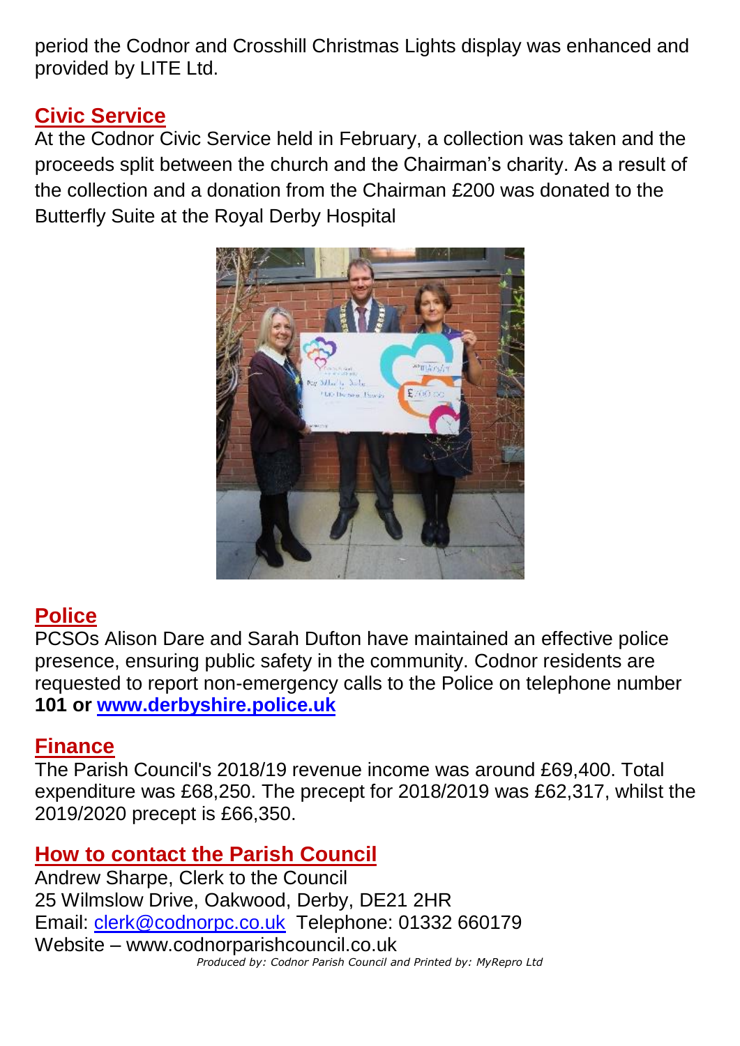period the Codnor and Crosshill Christmas Lights display was enhanced and provided by LITE Ltd.

## Civic Service

At the Codnor Civic Service held in February, a collection was taken and the proceeds split between the church and the Chairman's charity. As a result of the collection and a donation from the Chairman £200 was donated to the Butterfly Suite at the Royal Derby Hospital

## Police

PCSOs Alison Dare and Sarah Dufton have maintained an effective police presence, ensuring public safety in the community. Codnor residents are requested to report non-emergency calls to the Police on telephone number **101 or [www.derbyshire.police.uk](http://www.derbyshire.police.uk)**

## Finance

The Parish Council's 2018/19 revenue income was around £69,400. Total expenditure was £68,250. The precept for 2018/2019 was £62,317, whilst the 2019/2020 precept is £66,350.

## How to contact the Parish Council

Andrew Sharpe, Clerk to the Council
25 Wilmslow Drive, Oakwood, Derby, DE21 2HR
Email: [clerk@codnorpc.co.uk](mailto:clerk@codnorpc.co.uk) Telephone: 01332 660179
Website – www.codnorparishcouncil.co.uk

*Produced by: Codnor Parish Council and Printed by: MyRepro Ltd*